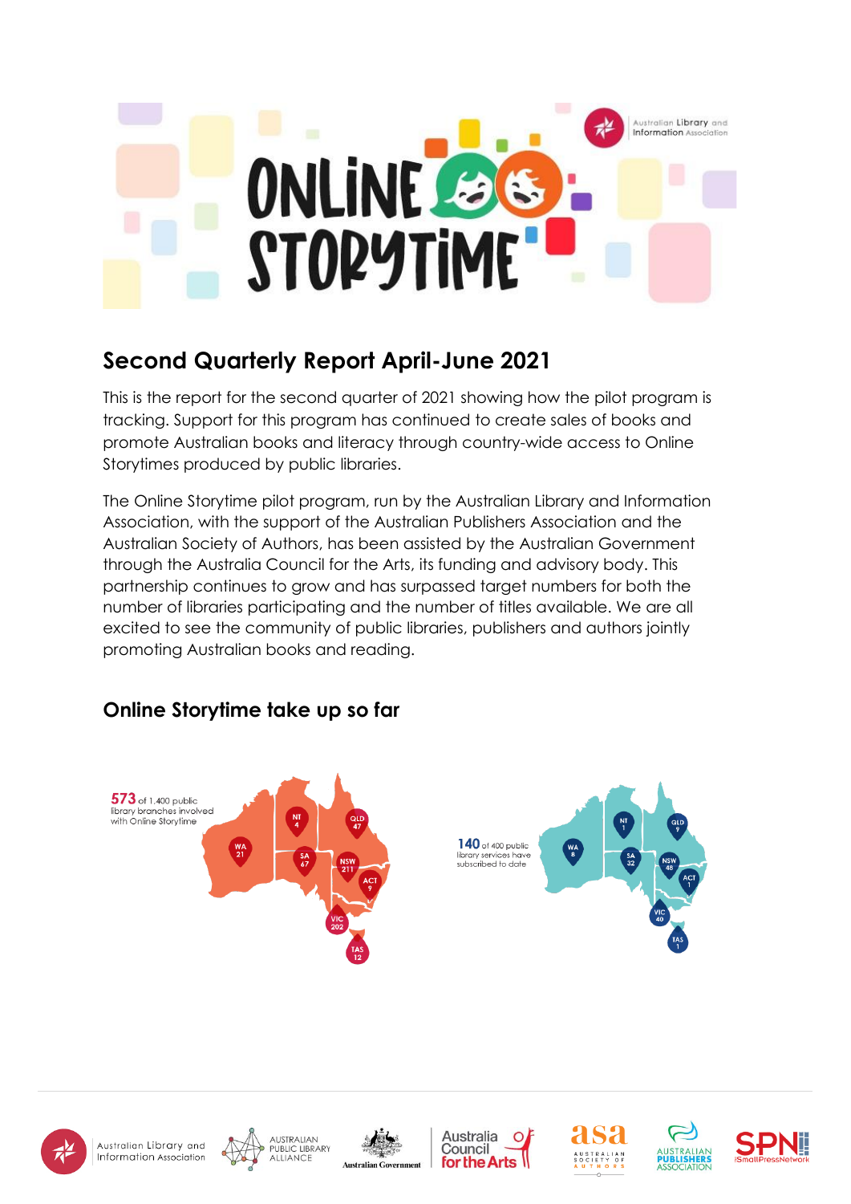# Second Quarterly Report April-June 2021

This is the report for the second quarter of 2021 showing how the pilot program is tracking. Support for this program has continued to create sales of books and promote Australian books and literacy through country-wide access to Online Storytimes produced by public libraries.

The Online Storytime pilot program, run by the Australian Library and Information Association, with the support of the Australian Publishers Association and the Australian Society of Authors, has been assisted by the Australian Government through the Australia Council for the Arts, its funding and advisory body. This partnership continues to grow and has surpassed target numbers for both the number of libraries participating and the number of titles available. We are all excited to see the community of public libraries, publishers and authors jointly promoting Australian books and reading.

## Online Storytime take up so far

**573** of 1,400 public library branches involved with Online Storytime

| State | Branches |
|---|---|
| WA | 21 |
| NT | 4 |
| SA | 67 |
| QLD | 47 |
| NSW | 211 |
| ACT | 9 |
| VIC | 202 |
| TAS | 12 |

**140** of 400 public library services have subscribed to date

| State | Services |
|---|---|
| WA | 8 |
| NT | 1 |
| SA | 32 |
| QLD | 9 |
| NSW | 48 |
| ACT | 1 |
| VIC | 40 |
| TAS | 1 |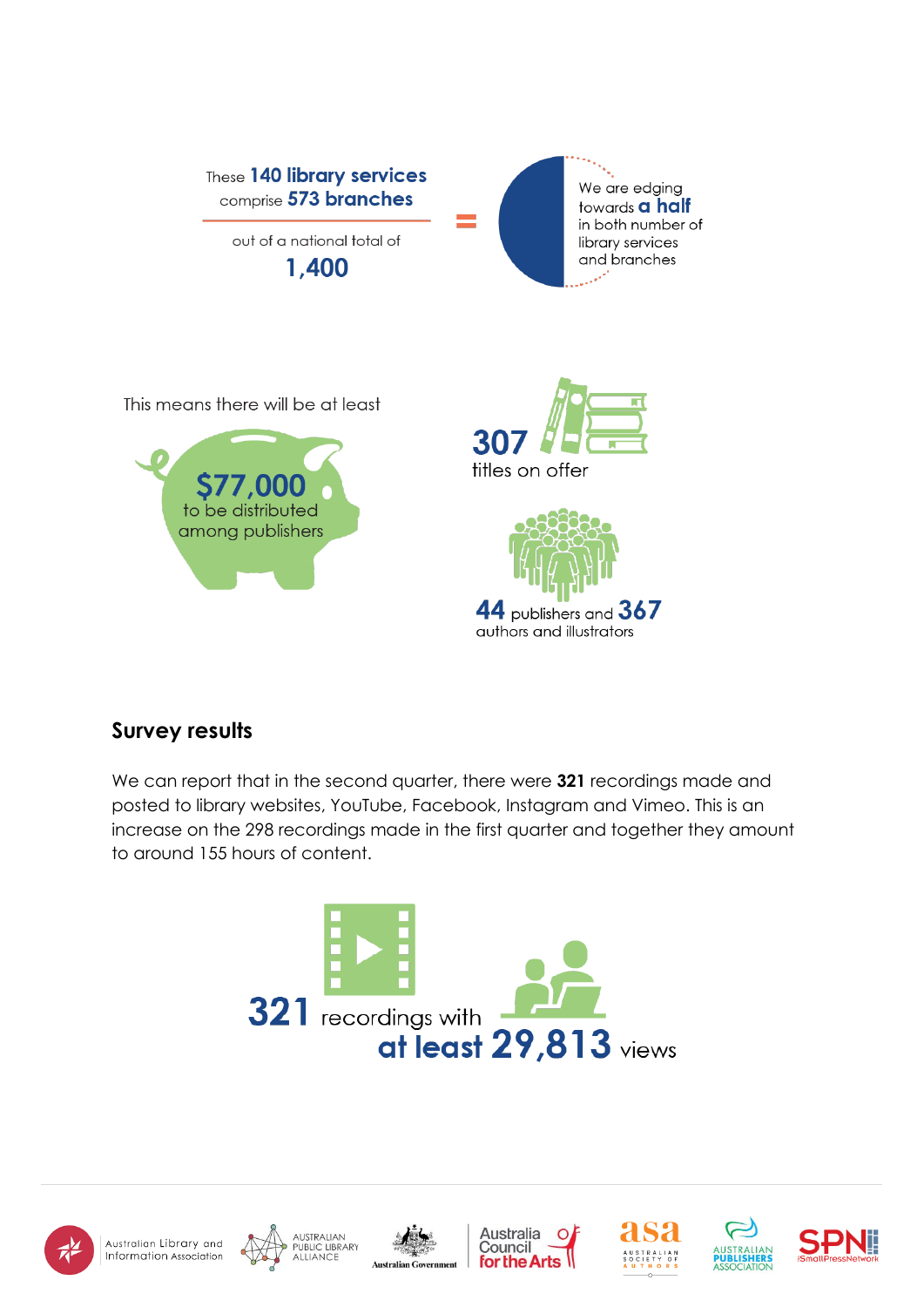These **140 library services** comprise **573 branches**

out of a national total of

**1,400**

=

We are edging towards **a half** in both number of library services and branches

This means there will be at least

**$77,000** to be distributed among publishers

**307** titles on offer

**44** publishers and **367** authors and illustrators

## Survey results

We can report that in the second quarter, there were **321** recordings made and posted to library websites, YouTube, Facebook, Instagram and Vimeo. This is an increase on the 298 recordings made in the first quarter and together they amount to around 155 hours of content.

**321** recordings with **at least 29,813** views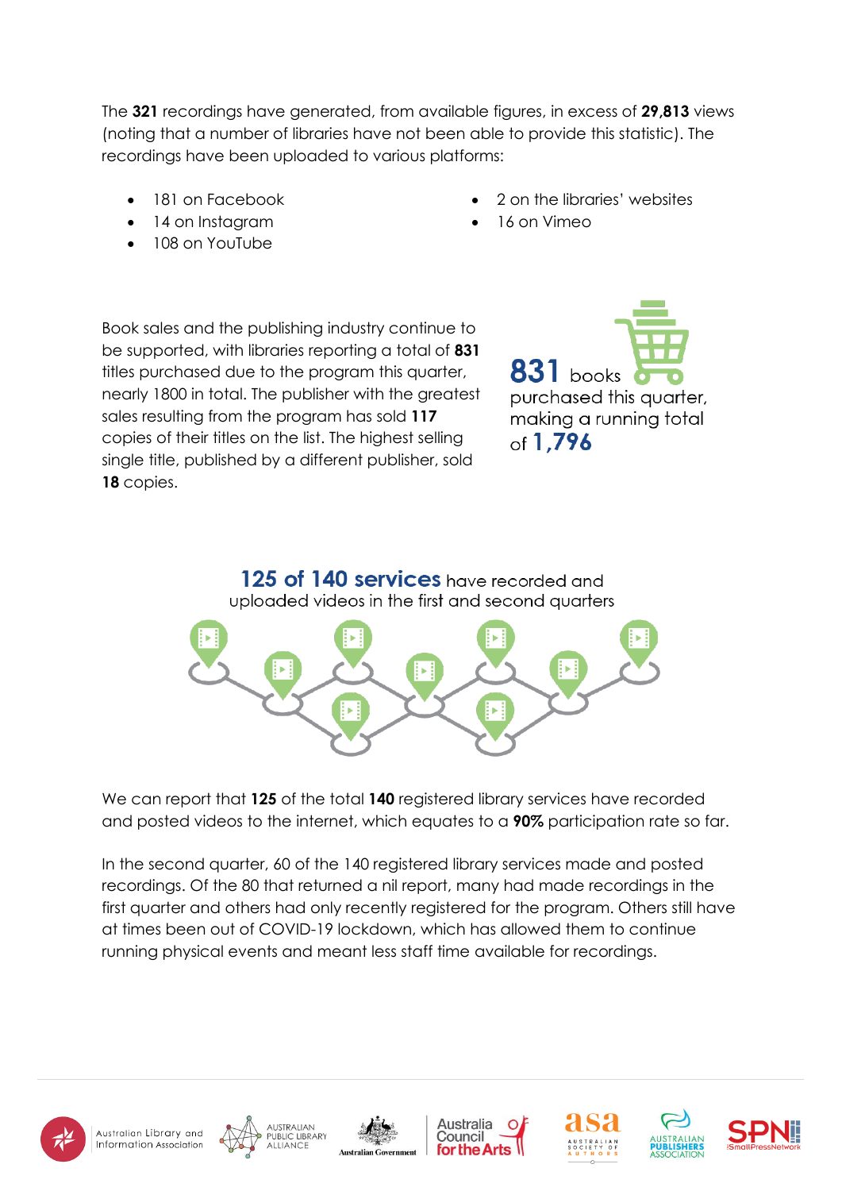The **321** recordings have generated, from available figures, in excess of **29,813** views (noting that a number of libraries have not been able to provide this statistic). The recordings have been uploaded to various platforms:

- 181 on Facebook
- 14 on Instagram
- 108 on YouTube
- 2 on the libraries' websites
- 16 on Vimeo

Book sales and the publishing industry continue to be supported, with libraries reporting a total of **831** titles purchased due to the program this quarter, nearly 1800 in total. The publisher with the greatest sales resulting from the program has sold **117** copies of their titles on the list. The highest selling single title, published by a different publisher, sold **18** copies.

**831** books purchased this quarter, making a running total of **1,796**

**125 of 140 services** have recorded and uploaded videos in the first and second quarters

We can report that **125** of the total **140** registered library services have recorded and posted videos to the internet, which equates to a **90%** participation rate so far.

In the second quarter, 60 of the 140 registered library services made and posted recordings. Of the 80 that returned a nil report, many had made recordings in the first quarter and others had only recently registered for the program. Others still have at times been out of COVID-19 lockdown, which has allowed them to continue running physical events and meant less staff time available for recordings.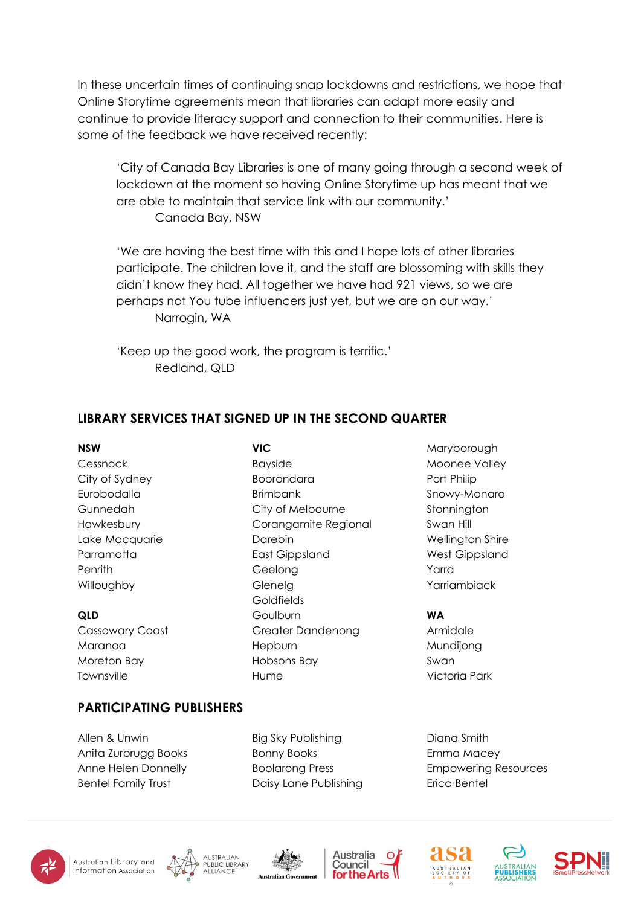In these uncertain times of continuing snap lockdowns and restrictions, we hope that Online Storytime agreements mean that libraries can adapt more easily and continue to provide literacy support and connection to their communities. Here is some of the feedback we have received recently:

> 'City of Canada Bay Libraries is one of many going through a second week of lockdown at the moment so having Online Storytime up has meant that we are able to maintain that service link with our community.'
>
> Canada Bay, NSW

> 'We are having the best time with this and I hope lots of other libraries participate. The children love it, and the staff are blossoming with skills they didn't know they had. All together we have had 921 views, so we are perhaps not You tube influencers just yet, but we are on our way.'
>
> Narrogin, WA

> 'Keep up the good work, the program is terrific.'
>
> Redland, QLD

## LIBRARY SERVICES THAT SIGNED UP IN THE SECOND QUARTER

**NSW**

Cessnock
City of Sydney
Eurobodalla
Gunnedah
Hawkesbury
Lake Macquarie
Parramatta
Penrith
Willoughby

**QLD**

Cassowary Coast
Maranoa
Moreton Bay
Townsville

**VIC**

Bayside
Boorondara
Brimbank
City of Melbourne
Corangamite Regional
Darebin
East Gippsland
Geelong
Glenelg
Goldfields
Goulburn
Greater Dandenong
Hepburn
Hobsons Bay
Hume
Maryborough
Moonee Valley
Port Philip
Snowy-Monaro
Stonnington
Swan Hill
Wellington Shire
West Gippsland
Yarra
Yarriambiack

**WA**

Armidale
Mundijong
Swan
Victoria Park

## PARTICIPATING PUBLISHERS

Allen & Unwin
Anita Zurbrugg Books
Anne Helen Donnelly
Bentel Family Trust
Big Sky Publishing
Bonny Books
Boolarong Press
Daisy Lane Publishing
Diana Smith
Emma Macey
Empowering Resources
Erica Bentel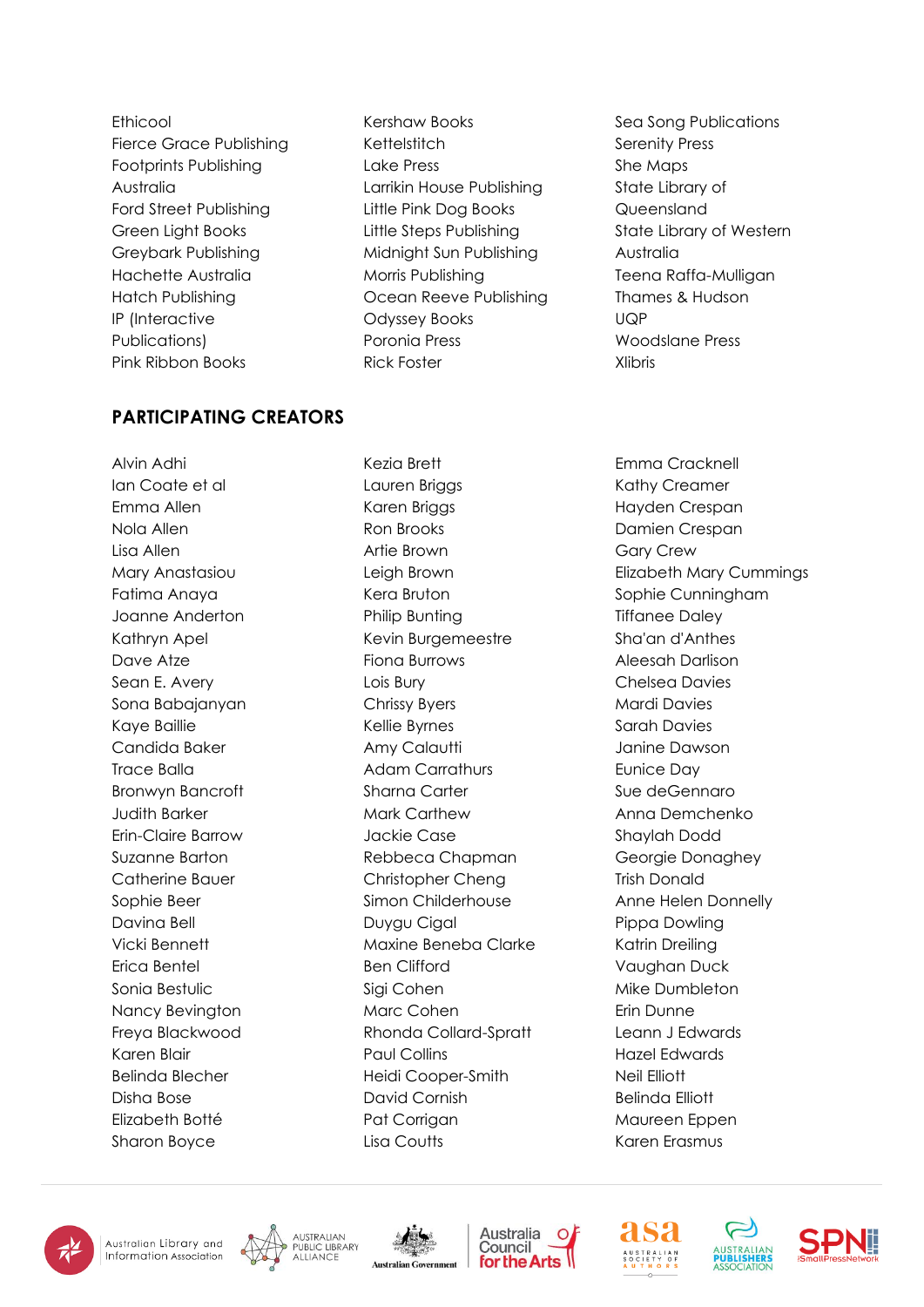Ethicool
Fierce Grace Publishing
Footprints Publishing Australia
Ford Street Publishing
Green Light Books
Greybark Publishing
Hachette Australia
Hatch Publishing
IP (Interactive Publications)
Pink Ribbon Books
Kershaw Books
Kettelstitch
Lake Press
Larrikin House Publishing
Little Pink Dog Books
Little Steps Publishing
Midnight Sun Publishing
Morris Publishing
Ocean Reeve Publishing
Odyssey Books
Poronia Press
Rick Foster
Sea Song Publications
Serenity Press
She Maps
State Library of Queensland
State Library of Western Australia
Teena Raffa-Mulligan
Thames & Hudson
UQP
Woodslane Press
Xlibris

## PARTICIPATING CREATORS

Alvin Adhi
Ian Coate et al
Emma Allen
Nola Allen
Lisa Allen
Mary Anastasiou
Fatima Anaya
Joanne Anderton
Kathryn Apel
Dave Atze
Sean E. Avery
Sona Babajanyan
Kaye Baillie
Candida Baker
Trace Balla
Bronwyn Bancroft
Judith Barker
Erin-Claire Barrow
Suzanne Barton
Catherine Bauer
Sophie Beer
Davina Bell
Vicki Bennett
Erica Bentel
Sonia Bestulic
Nancy Bevington
Freya Blackwood
Karen Blair
Belinda Blecher
Disha Bose
Elizabeth Botté
Sharon Boyce
Kezia Brett
Lauren Briggs
Karen Briggs
Ron Brooks
Artie Brown
Leigh Brown
Kera Bruton
Philip Bunting
Kevin Burgemeestre
Fiona Burrows
Lois Bury
Chrissy Byers
Kellie Byrnes
Amy Calautti
Adam Carrathurs
Sharna Carter
Mark Carthew
Jackie Case
Rebbeca Chapman
Christopher Cheng
Simon Childerhouse
Duygu Cigal
Maxine Beneba Clarke
Ben Clifford
Sigi Cohen
Marc Cohen
Rhonda Collard-Spratt
Paul Collins
Heidi Cooper-Smith
David Cornish
Pat Corrigan
Lisa Coutts
Emma Cracknell
Kathy Creamer
Hayden Crespan
Damien Crespan
Gary Crew
Elizabeth Mary Cummings
Sophie Cunningham
Tiffanee Daley
Sha'an d'Anthes
Aleesah Darlison
Chelsea Davies
Mardi Davies
Sarah Davies
Janine Dawson
Eunice Day
Sue deGennaro
Anna Demchenko
Shaylah Dodd
Georgie Donaghey
Trish Donald
Anne Helen Donnelly
Pippa Dowling
Katrin Dreiling
Vaughan Duck
Mike Dumbleton
Erin Dunne
Leann J Edwards
Hazel Edwards
Neil Elliott
Belinda Elliott
Maureen Eppen
Karen Erasmus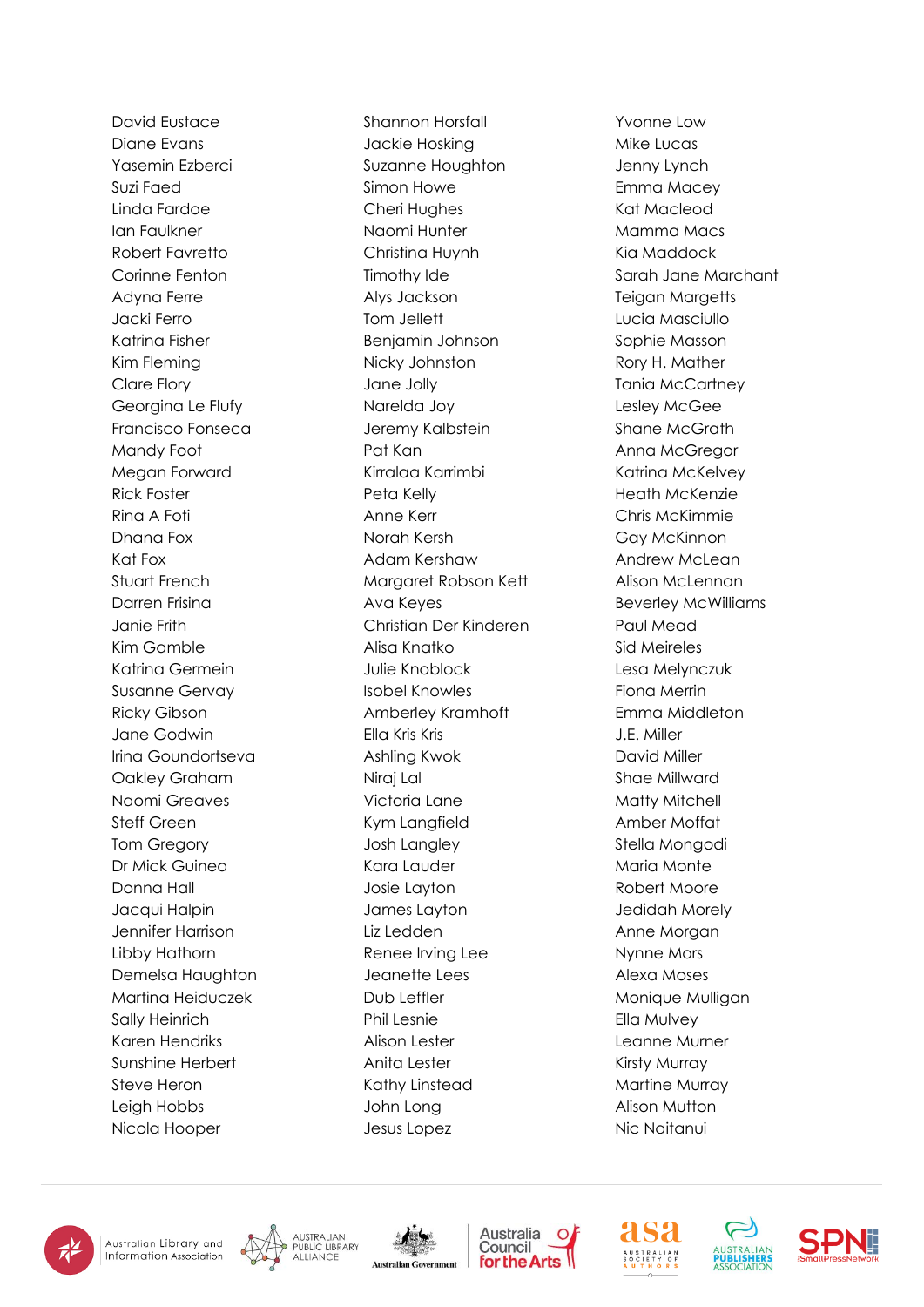David Eustace
Diane Evans
Yasemin Ezberci
Suzi Faed
Linda Fardoe
Ian Faulkner
Robert Favretto
Corinne Fenton
Adyna Ferre
Jacki Ferro
Katrina Fisher
Kim Fleming
Clare Flory
Georgina Le Flufy
Francisco Fonseca
Mandy Foot
Megan Forward
Rick Foster
Rina A Foti
Dhana Fox
Kat Fox
Stuart French
Darren Frisina
Janie Frith
Kim Gamble
Katrina Germein
Susanne Gervay
Ricky Gibson
Jane Godwin
Irina Goundortseva
Oakley Graham
Naomi Greaves
Steff Green
Tom Gregory
Dr Mick Guinea
Donna Hall
Jacqui Halpin
Jennifer Harrison
Libby Hathorn
Demelsa Haughton
Martina Heiduczek
Sally Heinrich
Karen Hendriks
Sunshine Herbert
Steve Heron
Leigh Hobbs
Nicola Hooper

Shannon Horsfall
Jackie Hosking
Suzanne Houghton
Simon Howe
Cheri Hughes
Naomi Hunter
Christina Huynh
Timothy Ide
Alys Jackson
Tom Jellett
Benjamin Johnson
Nicky Johnston
Jane Jolly
Narelda Joy
Jeremy Kalbstein
Pat Kan
Kirralaa Karrimbi
Peta Kelly
Anne Kerr
Norah Kersh
Adam Kershaw
Margaret Robson Kett
Ava Keyes
Christian Der Kinderen
Alisa Knatko
Julie Knoblock
Isobel Knowles
Amberley Kramhoft
Ella Kris Kris
Ashling Kwok
Niraj Lal
Victoria Lane
Kym Langfield
Josh Langley
Kara Lauder
Josie Layton
James Layton
Liz Ledden
Renee Irving Lee
Jeanette Lees
Dub Leffler
Phil Lesnie
Alison Lester
Anita Lester
Kathy Linstead
John Long
Jesus Lopez

Yvonne Low
Mike Lucas
Jenny Lynch
Emma Macey
Kat Macleod
Mamma Macs
Kia Maddock
Sarah Jane Marchant
Teigan Margetts
Lucia Masciullo
Sophie Masson
Rory H. Mather
Tania McCartney
Lesley McGee
Shane McGrath
Anna McGregor
Katrina McKelvey
Heath McKenzie
Chris McKimmie
Gay McKinnon
Andrew McLean
Alison McLennan
Beverley McWilliams
Paul Mead
Sid Meireles
Lesa Melynczuk
Fiona Merrin
Emma Middleton
J.E. Miller
David Miller
Shae Millward
Matty Mitchell
Amber Moffat
Stella Mongodi
Maria Monte
Robert Moore
Jedidah Morely
Anne Morgan
Nynne Mors
Alexa Moses
Monique Mulligan
Ella Mulvey
Leanne Murner
Kirsty Murray
Martine Murray
Alison Mutton
Nic Naitanui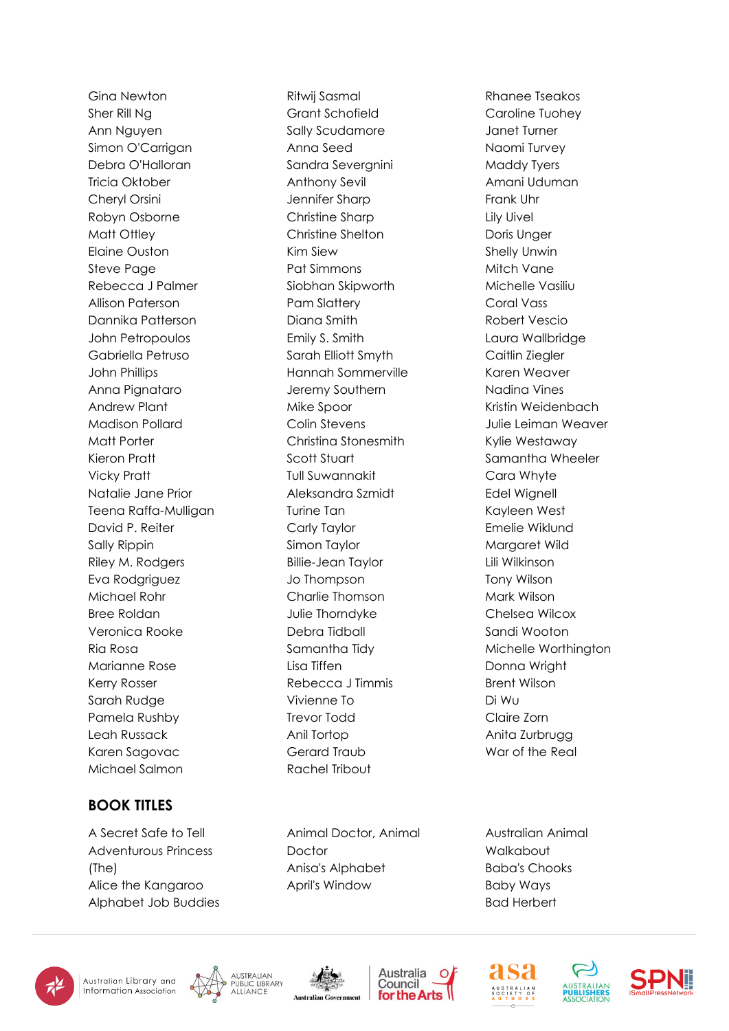Gina Newton
Sher Rill Ng
Ann Nguyen
Simon O'Carrigan
Debra O'Halloran
Tricia Oktober
Cheryl Orsini
Robyn Osborne
Matt Ottley
Elaine Ouston
Steve Page
Rebecca J Palmer
Allison Paterson
Dannika Patterson
John Petropoulos
Gabriella Petruso
John Phillips
Anna Pignataro
Andrew Plant
Madison Pollard
Matt Porter
Kieron Pratt
Vicky Pratt
Natalie Jane Prior
Teena Raffa-Mulligan
David P. Reiter
Sally Rippin
Riley M. Rodgers
Eva Rodgriguez
Michael Rohr
Bree Roldan
Veronica Rooke
Ria Rosa
Marianne Rose
Kerry Rosser
Sarah Rudge
Pamela Rushby
Leah Russack
Karen Sagovac
Michael Salmon
Ritwij Sasmal
Grant Schofield
Sally Scudamore
Anna Seed
Sandra Severgnini
Anthony Sevil
Jennifer Sharp
Christine Sharp
Christine Shelton
Kim Siew
Pat Simmons
Siobhan Skipworth
Pam Slattery
Diana Smith
Emily S. Smith
Sarah Elliott Smyth
Hannah Sommerville
Jeremy Southern
Mike Spoor
Colin Stevens
Christina Stonesmith
Scott Stuart
Tull Suwannakit
Aleksandra Szmidt
Turine Tan
Carly Taylor
Simon Taylor
Billie-Jean Taylor
Jo Thompson
Charlie Thomson
Julie Thorndyke
Debra Tidball
Samantha Tidy
Lisa Tiffen
Rebecca J Timmis
Vivienne To
Trevor Todd
Anil Tortop
Gerard Traub
Rachel Tribout
Rhanee Tseakos
Caroline Tuohey
Janet Turner
Naomi Turvey
Maddy Tyers
Amani Uduman
Frank Uhr
Lily Uivel
Doris Unger
Shelly Unwin
Mitch Vane
Michelle Vasiliu
Coral Vass
Robert Vescio
Laura Wallbridge
Caitlin Ziegler
Karen Weaver
Nadina Vines
Kristin Weidenbach
Julie Leiman Weaver
Kylie Westaway
Samantha Wheeler
Cara Whyte
Edel Wignell
Kayleen West
Emelie Wiklund
Margaret Wild
Lili Wilkinson
Tony Wilson
Mark Wilson
Chelsea Wilcox
Sandi Wooton
Michelle Worthington
Donna Wright
Brent Wilson
Di Wu
Claire Zorn
Anita Zurbrugg
War of the Real

## BOOK TITLES

A Secret Safe to Tell
Adventurous Princess (The)
Alice the Kangaroo
Alphabet Job Buddies
Animal Doctor, Animal Doctor
Anisa's Alphabet
April's Window
Australian Animal Walkabout
Baba's Chooks
Baby Ways
Bad Herbert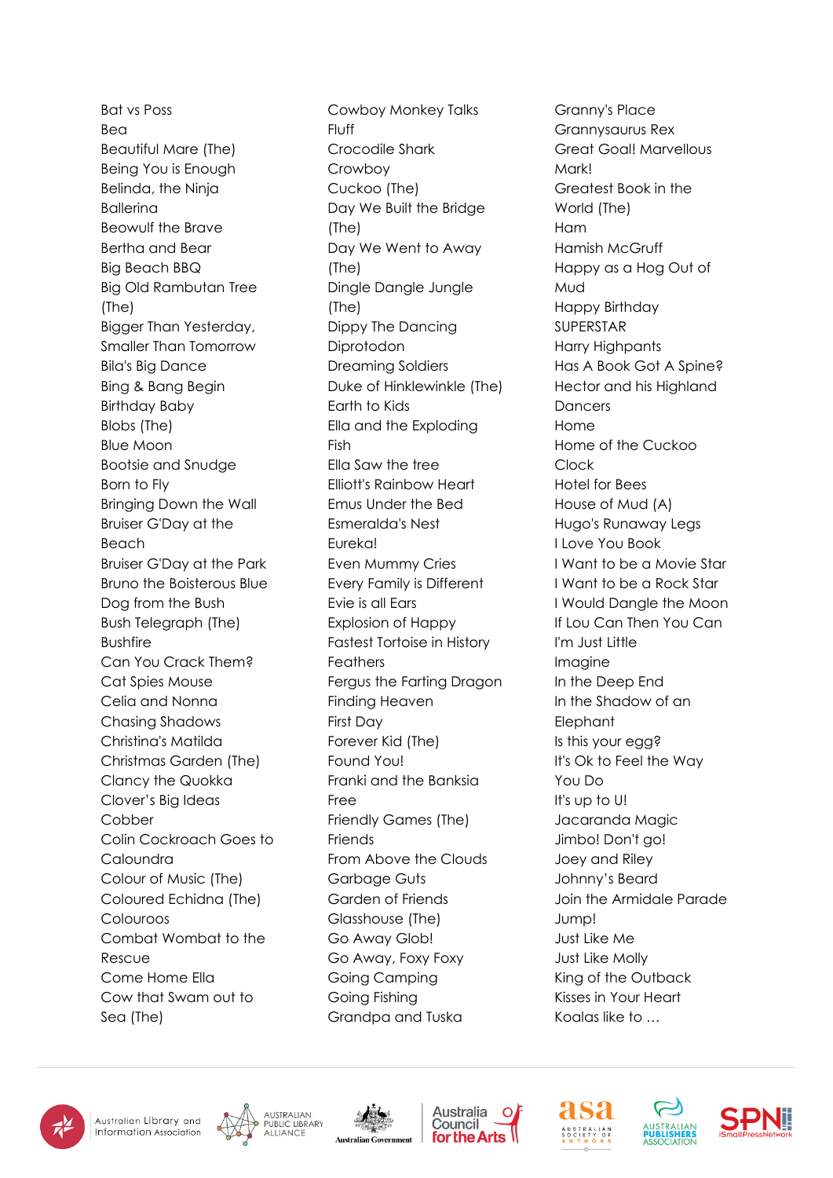Bat vs Poss
Bea
Beautiful Mare (The)
Being You is Enough
Belinda, the Ninja Ballerina
Beowulf the Brave
Bertha and Bear
Big Beach BBQ
Big Old Rambutan Tree (The)
Bigger Than Yesterday, Smaller Than Tomorrow
Bila's Big Dance
Bing & Bang Begin
Birthday Baby
Blobs (The)
Blue Moon
Bootsie and Snudge
Born to Fly
Bringing Down the Wall
Bruiser G'Day at the Beach
Bruiser G'Day at the Park
Bruno the Boisterous Blue Dog from the Bush
Bush Telegraph (The)
Bushfire
Can You Crack Them?
Cat Spies Mouse
Celia and Nonna
Chasing Shadows
Christina's Matilda
Christmas Garden (The)
Clancy the Quokka
Clover's Big Ideas
Cobber
Colin Cockroach Goes to Caloundra
Colour of Music (The)
Coloured Echidna (The)
Colouroos
Combat Wombat to the Rescue
Come Home Ella
Cow that Swam out to Sea (The)
Cowboy Monkey Talks Fluff
Crocodile Shark
Crowboy
Cuckoo (The)
Day We Built the Bridge (The)
Day We Went to Away (The)
Dingle Dangle Jungle (The)
Dippy The Dancing Diprotodon
Dreaming Soldiers
Duke of Hinklewinkle (The)
Earth to Kids
Ella and the Exploding Fish
Ella Saw the tree
Elliott's Rainbow Heart
Emus Under the Bed
Esmeralda's Nest
Eureka!
Even Mummy Cries
Every Family is Different
Evie is all Ears
Explosion of Happy
Fastest Tortoise in History
Feathers
Fergus the Farting Dragon
Finding Heaven
First Day
Forever Kid (The)
Found You!
Franki and the Banksia
Free
Friendly Games (The)
Friends
From Above the Clouds
Garbage Guts
Garden of Friends
Glasshouse (The)
Go Away Glob!
Go Away, Foxy Foxy
Going Camping
Going Fishing
Grandpa and Tuska
Granny's Place
Grannysaurus Rex
Great Goal! Marvellous Mark!
Greatest Book in the World (The)
Ham
Hamish McGruff
Happy as a Hog Out of Mud
Happy Birthday SUPERSTAR
Harry Highpants
Has A Book Got A Spine?
Hector and his Highland Dancers
Home
Home of the Cuckoo Clock
Hotel for Bees
House of Mud (A)
Hugo's Runaway Legs
I Love You Book
I Want to be a Movie Star
I Want to be a Rock Star
I Would Dangle the Moon
If Lou Can Then You Can
I'm Just Little
Imagine
In the Deep End
In the Shadow of an Elephant
Is this your egg?
It's Ok to Feel the Way You Do
It's up to U!
Jacaranda Magic
Jimbo! Don't go!
Joey and Riley
Johnny's Beard
Join the Armidale Parade
Jump!
Just Like Me
Just Like Molly
King of the Outback
Kisses in Your Heart
Koalas like to …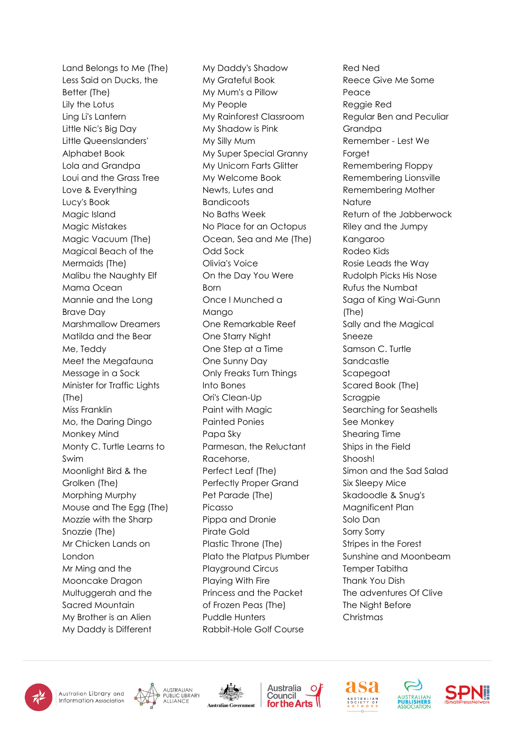Land Belongs to Me (The)
Less Said on Ducks, the Better (The)
Lily the Lotus
Ling Li's Lantern
Little Nic's Big Day
Little Queenslanders' Alphabet Book
Lola and Grandpa
Loui and the Grass Tree
Love & Everything
Lucy's Book
Magic Island
Magic Mistakes
Magic Vacuum (The)
Magical Beach of the Mermaids (The)
Malibu the Naughty Elf
Mama Ocean
Mannie and the Long Brave Day
Marshmallow Dreamers
Matilda and the Bear
Me, Teddy
Meet the Megafauna
Message in a Sock
Minister for Traffic Lights (The)
Miss Franklin
Mo, the Daring Dingo
Monkey Mind
Monty C. Turtle Learns to Swim
Moonlight Bird & the Grolken (The)
Morphing Murphy
Mouse and The Egg (The)
Mozzie with the Sharp Snozzie (The)
Mr Chicken Lands on London
Mr Ming and the Mooncake Dragon
Multuggerah and the Sacred Mountain
My Brother is an Alien
My Daddy is Different
My Daddy's Shadow
My Grateful Book
My Mum's a Pillow
My People
My Rainforest Classroom
My Shadow is Pink
My Silly Mum
My Super Special Granny
My Unicorn Farts Glitter
My Welcome Book
Newts, Lutes and Bandicoots
No Baths Week
No Place for an Octopus
Ocean, Sea and Me (The)
Odd Sock
Olivia's Voice
On the Day You Were Born
Once I Munched a Mango
One Remarkable Reef
One Starry Night
One Step at a Time
One Sunny Day
Only Freaks Turn Things Into Bones
Ori's Clean-Up
Paint with Magic
Painted Ponies
Papa Sky
Parmesan, the Reluctant Racehorse,
Perfect Leaf (The)
Perfectly Proper Grand
Pet Parade (The)
Picasso
Pippa and Dronie
Pirate Gold
Plastic Throne (The)
Plato the Platpus Plumber
Playground Circus
Playing With Fire
Princess and the Packet of Frozen Peas (The)
Puddle Hunters
Rabbit-Hole Golf Course
Red Ned
Reece Give Me Some Peace
Reggie Red
Regular Ben and Peculiar Grandpa
Remember - Lest We Forget
Remembering Floppy
Remembering Lionsville
Remembering Mother Nature
Return of the Jabberwock
Riley and the Jumpy Kangaroo
Rodeo Kids
Rosie Leads the Way
Rudolph Picks His Nose
Rufus the Numbat
Saga of King Wai-Gunn (The)
Sally and the Magical Sneeze
Samson C. Turtle
Sandcastle
Scapegoat
Scared Book (The)
Scragpie
Searching for Seashells
See Monkey
Shearing Time
Ships in the Field
Shoosh!
Simon and the Sad Salad
Six Sleepy Mice
Skadoodle & Snug's Magnificent Plan
Solo Dan
Sorry Sorry
Stripes in the Forest
Sunshine and Moonbeam
Temper Tabitha
Thank You Dish
The adventures Of Clive
The Night Before Christmas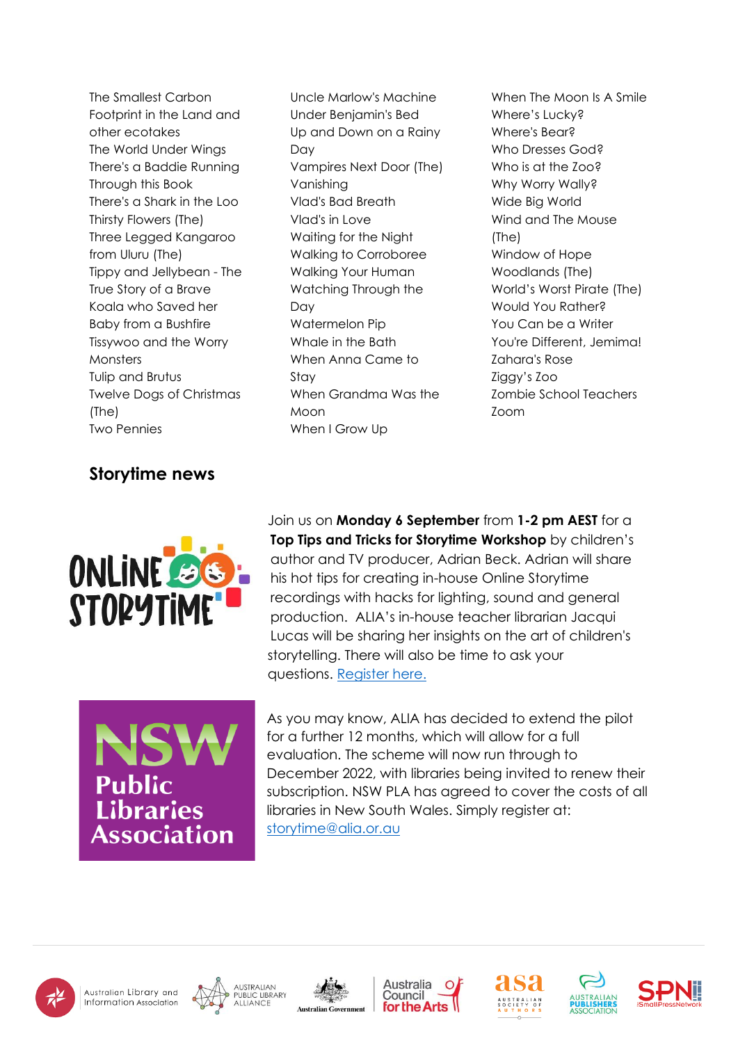The Smallest Carbon Footprint in the Land and other ecotakes
The World Under Wings
There's a Baddie Running Through this Book
There's a Shark in the Loo
Thirsty Flowers (The)
Three Legged Kangaroo from Uluru (The)
Tippy and Jellybean - The True Story of a Brave Koala who Saved her Baby from a Bushfire
Tissywoo and the Worry Monsters
Tulip and Brutus
Twelve Dogs of Christmas (The)
Two Pennies
Uncle Marlow's Machine
Under Benjamin's Bed
Up and Down on a Rainy Day
Vampires Next Door (The)
Vanishing
Vlad's Bad Breath
Vlad's in Love
Waiting for the Night
Walking to Corroboree
Walking Your Human
Watching Through the Day
Watermelon Pip
Whale in the Bath
When Anna Came to Stay
When Grandma Was the Moon
When I Grow Up
When The Moon Is A Smile
Where's Lucky?
Where's Bear?
Who Dresses God?
Who is at the Zoo?
Why Worry Wally?
Wide Big World
Wind and The Mouse (The)
Window of Hope
Woodlands (The)
World's Worst Pirate (The)
Would You Rather?
You Can be a Writer
You're Different, Jemima!
Zahara's Rose
Ziggy's Zoo
Zombie School Teachers
Zoom

## Storytime news

Join us on **Monday 6 September** from **1-2 pm AEST** for a **Top Tips and Tricks for Storytime Workshop** by children's author and TV producer, Adrian Beck. Adrian will share his hot tips for creating in-house Online Storytime recordings with hacks for lighting, sound and general production. ALIA's in-house teacher librarian Jacqui Lucas will be sharing her insights on the art of children's storytelling. There will also be time to ask your questions. Register here.

As you may know, ALIA has decided to extend the pilot for a further 12 months, which will allow for a full evaluation. The scheme will now run through to December 2022, with libraries being invited to renew their subscription. NSW PLA has agreed to cover the costs of all libraries in New South Wales. Simply register at: storytime@alia.org.au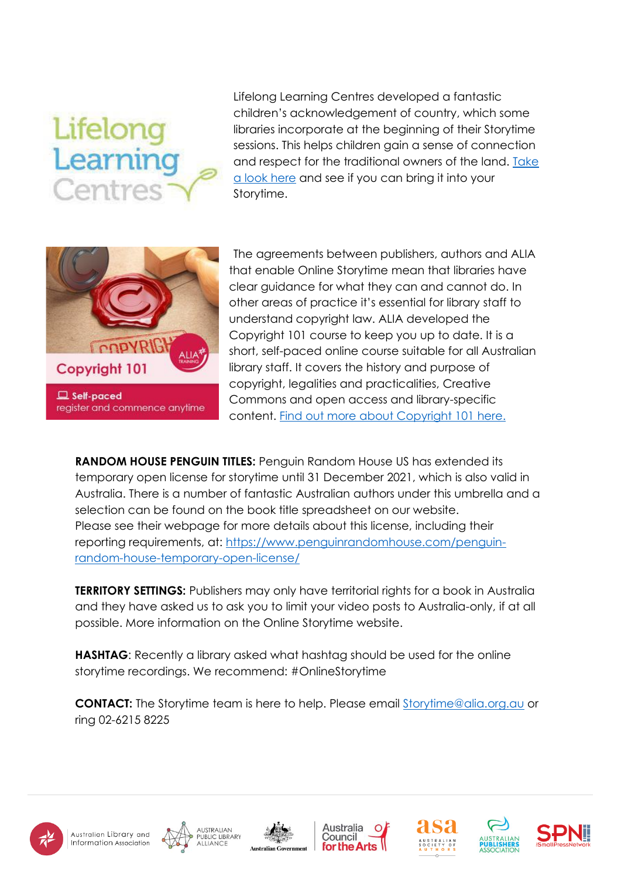Lifelong Learning Centres developed a fantastic children's acknowledgement of country, which some libraries incorporate at the beginning of their Storytime sessions. This helps children gain a sense of connection and respect for the traditional owners of the land. Take a look here and see if you can bring it into your Storytime.

The agreements between publishers, authors and ALIA that enable Online Storytime mean that libraries have clear guidance for what they can and cannot do. In other areas of practice it's essential for library staff to understand copyright law. ALIA developed the Copyright 101 course to keep you up to date. It is a short, self-paced online course suitable for all Australian library staff. It covers the history and purpose of copyright, legalities and practicalities, Creative Commons and open access and library-specific content. Find out more about Copyright 101 here.

**RANDOM HOUSE PENGUIN TITLES:** Penguin Random House US has extended its temporary open license for storytime until 31 December 2021, which is also valid in Australia. There is a number of fantastic Australian authors under this umbrella and a selection can be found on the book title spreadsheet on our website. Please see their webpage for more details about this license, including their reporting requirements, at: https://www.penguinrandomhouse.com/penguin-random-house-temporary-open-license/

**TERRITORY SETTINGS:** Publishers may only have territorial rights for a book in Australia and they have asked us to ask you to limit your video posts to Australia-only, if at all possible. More information on the Online Storytime website.

**HASHTAG**: Recently a library asked what hashtag should be used for the online storytime recordings. We recommend: #OnlineStorytime

**CONTACT:** The Storytime team is here to help. Please email Storytime@alia.org.au or ring 02-6215 8225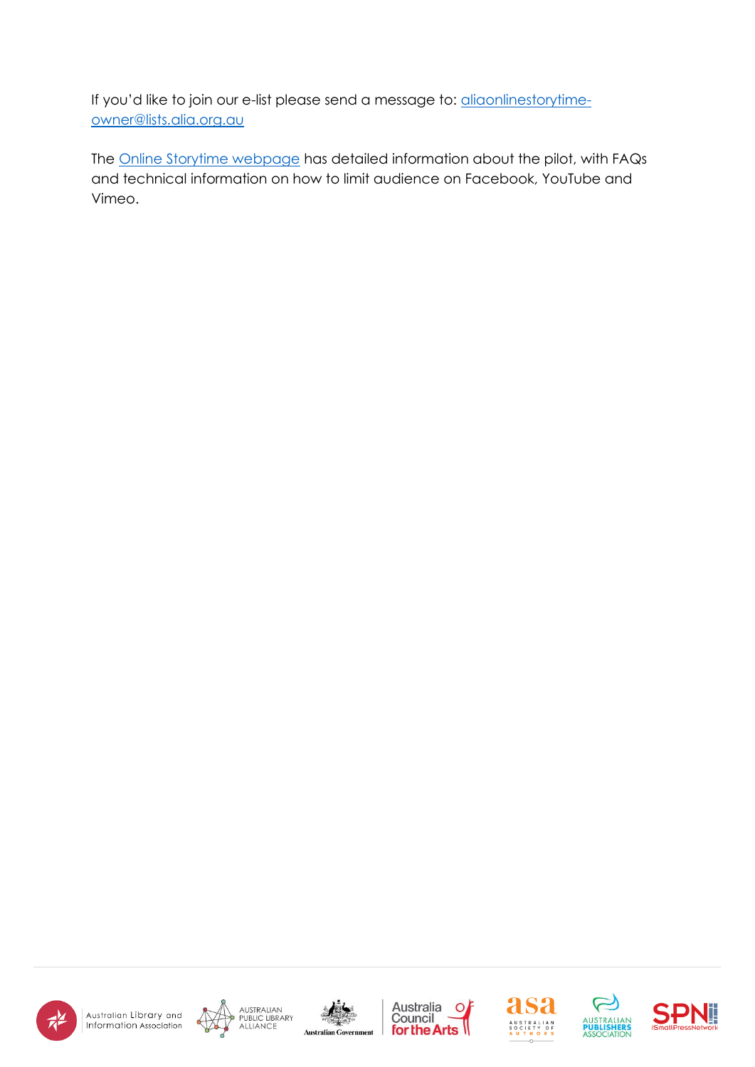If you'd like to join our e-list please send a message to: aliaonlinestorytime-owner@lists.alia.org.au

The Online Storytime webpage has detailed information about the pilot, with FAQs and technical information on how to limit audience on Facebook, YouTube and Vimeo.